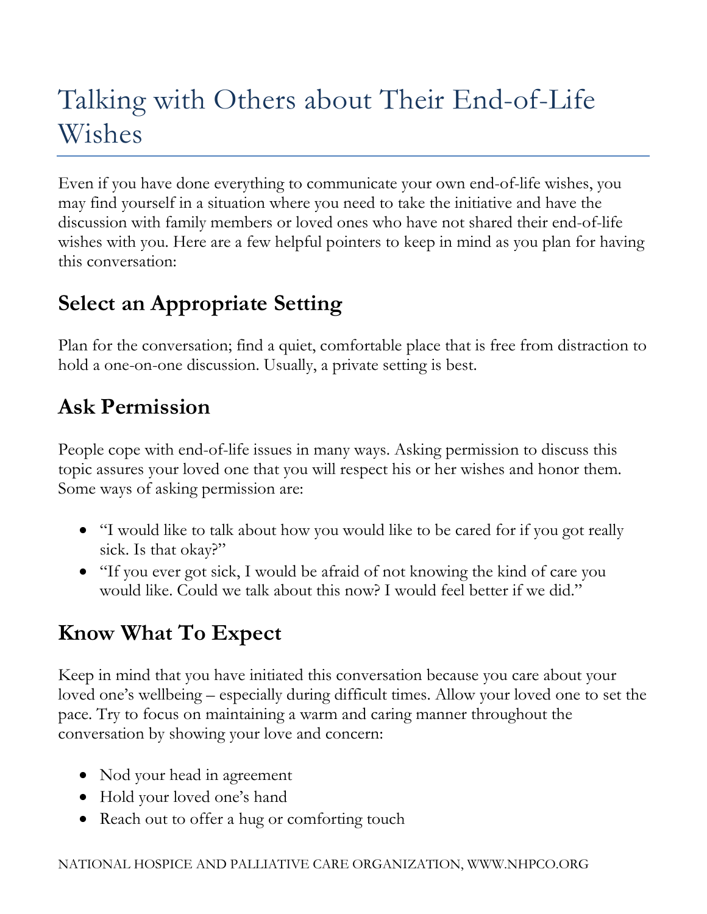# Talking with Others about Their End-of-Life Wishes

Even if you have done everything to communicate your own end-of-life wishes, you may find yourself in a situation where you need to take the initiative and have the discussion with family members or loved ones who have not shared their end-of-life wishes with you. Here are a few helpful pointers to keep in mind as you plan for having this conversation:

## Select an Appropriate Setting

Plan for the conversation; find a quiet, comfortable place that is free from distraction to hold a one-on-one discussion. Usually, a private setting is best.

## Ask Permission

People cope with end-of-life issues in many ways. Asking permission to discuss this topic assures your loved one that you will respect his or her wishes and honor them. Some ways of asking permission are:

- "I would like to talk about how you would like to be cared for if you got really sick. Is that okay?"
- "If you ever got sick, I would be afraid of not knowing the kind of care you would like. Could we talk about this now? I would feel better if we did."

## Know What To Expect

Keep in mind that you have initiated this conversation because you care about your loved one's wellbeing – especially during difficult times. Allow your loved one to set the pace. Try to focus on maintaining a warm and caring manner throughout the conversation by showing your love and concern:

- Nod your head in agreement
- Hold your loved one's hand
- Reach out to offer a hug or comforting touch

NATIONAL HOSPICE AND PALLIATIVE CARE ORGANIZATION, WWW.NHPCO.ORG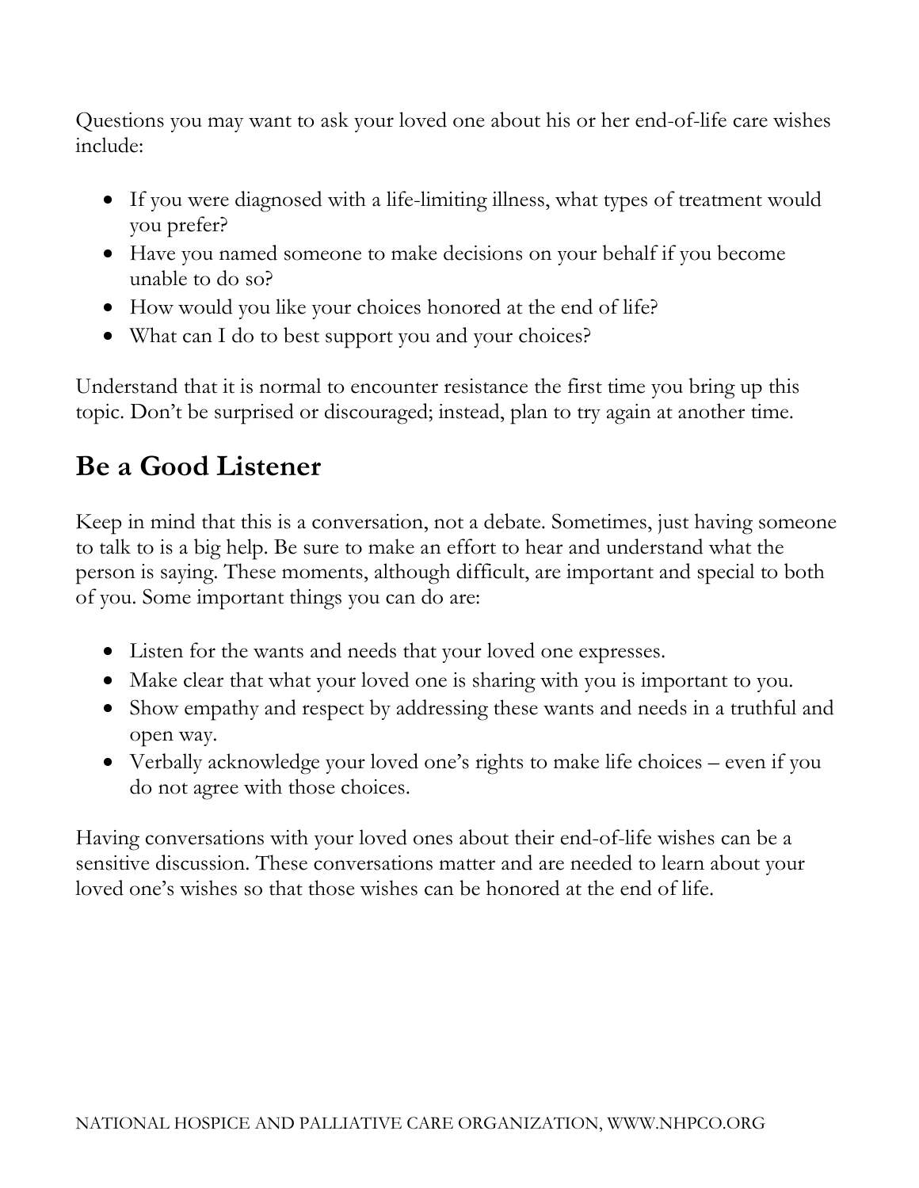Questions you may want to ask your loved one about his or her end-of-life care wishes include:

- If you were diagnosed with a life-limiting illness, what types of treatment would you prefer?
- Have you named someone to make decisions on your behalf if you become unable to do so?
- How would you like your choices honored at the end of life?
- What can I do to best support you and your choices?

Understand that it is normal to encounter resistance the first time you bring up this topic. Don't be surprised or discouraged; instead, plan to try again at another time.

## Be a Good Listener

Keep in mind that this is a conversation, not a debate. Sometimes, just having someone to talk to is a big help. Be sure to make an effort to hear and understand what the person is saying. These moments, although difficult, are important and special to both of you. Some important things you can do are:

- Listen for the wants and needs that your loved one expresses.
- Make clear that what your loved one is sharing with you is important to you.
- Show empathy and respect by addressing these wants and needs in a truthful and open way.
- Verbally acknowledge your loved one's rights to make life choices – even if you do not agree with those choices.

Having conversations with your loved ones about their end-of-life wishes can be a sensitive discussion. These conversations matter and are needed to learn about your loved one's wishes so that those wishes can be honored at the end of life.